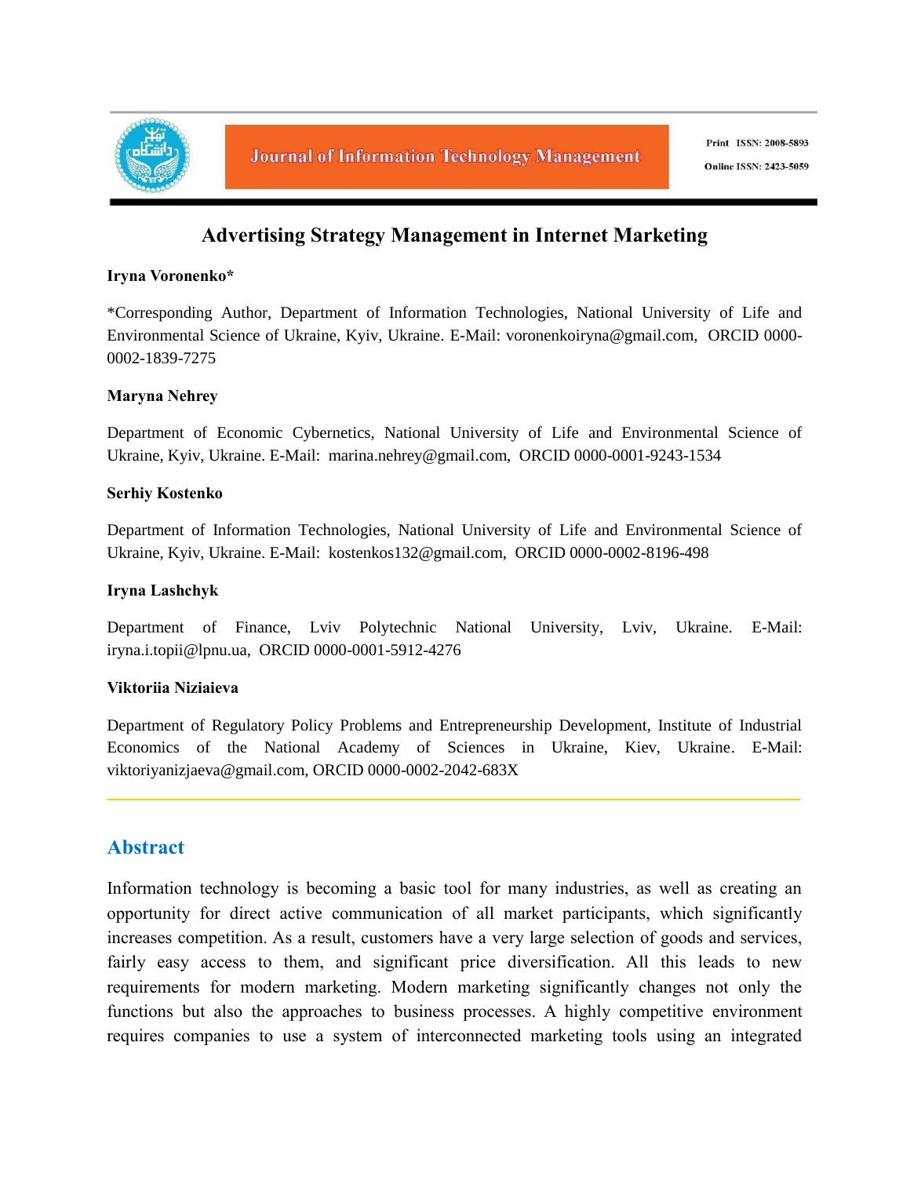# Advertising Strategy Management in Internet Marketing

**Iryna Voronenko***

*Corresponding Author, Department of Information Technologies, National University of Life and Environmental Science of Ukraine, Kyiv, Ukraine. E-Mail: voronenkoiryna@gmail.com, ORCID 0000-0002-1839-7275

**Maryna Nehrey**

Department of Economic Cybernetics, National University of Life and Environmental Science of Ukraine, Kyiv, Ukraine. E-Mail: marina.nehrey@gmail.com, ORCID 0000-0001-9243-1534

**Serhiy Kostenko**

Department of Information Technologies, National University of Life and Environmental Science of Ukraine, Kyiv, Ukraine. E-Mail: kostenkos132@gmail.com, ORCID 0000-0002-8196-498

**Iryna Lashchyk**

Department of Finance, Lviv Polytechnic National University, Lviv, Ukraine. E-Mail: iryna.i.topii@lpnu.ua, ORCID 0000-0001-5912-4276

**Viktoriia Niziaieva**

Department of Regulatory Policy Problems and Entrepreneurship Development, Institute of Industrial Economics of the National Academy of Sciences in Ukraine, Kiev, Ukraine. E-Mail: viktoriyanizjaeva@gmail.com, ORCID 0000-0002-2042-683X

## Abstract

Information technology is becoming a basic tool for many industries, as well as creating an opportunity for direct active communication of all market participants, which significantly increases competition. As a result, customers have a very large selection of goods and services, fairly easy access to them, and significant price diversification. All this leads to new requirements for modern marketing. Modern marketing significantly changes not only the functions but also the approaches to business processes. A highly competitive environment requires companies to use a system of interconnected marketing tools using an integrated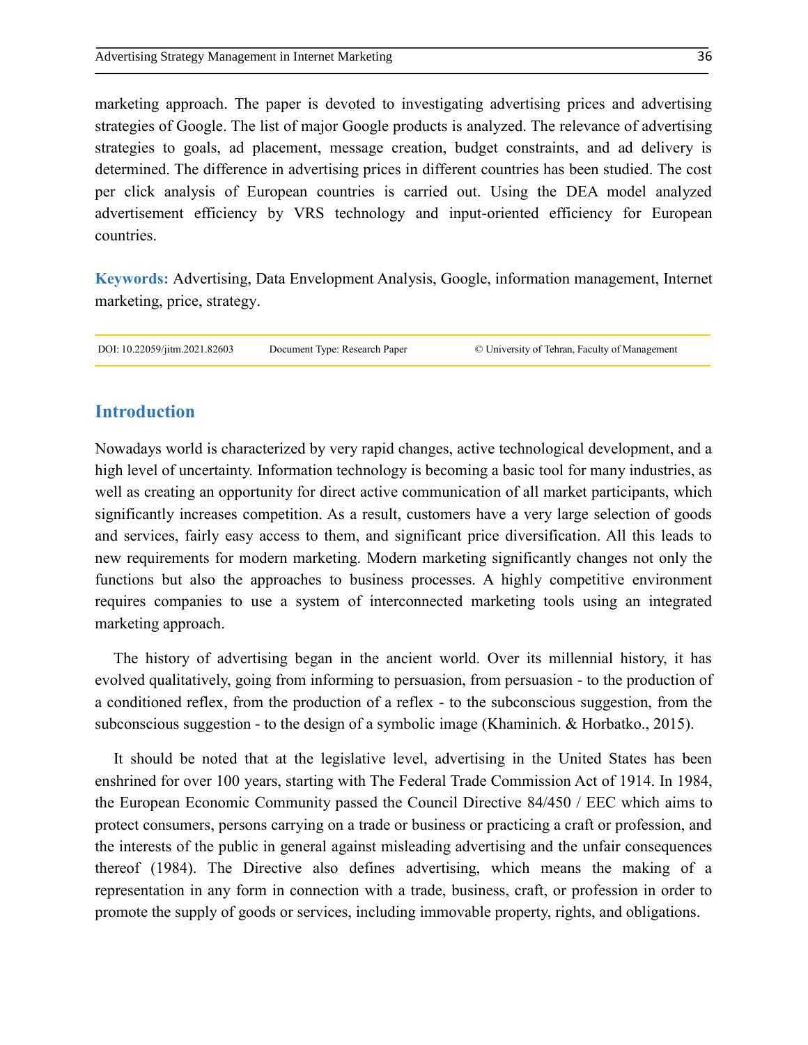marketing approach. The paper is devoted to investigating advertising prices and advertising strategies of Google. The list of major Google products is analyzed. The relevance of advertising strategies to goals, ad placement, message creation, budget constraints, and ad delivery is determined. The difference in advertising prices in different countries has been studied. The cost per click analysis of European countries is carried out. Using the DEA model analyzed advertisement efficiency by VRS technology and input-oriented efficiency for European countries.

**Keywords:** Advertising, Data Envelopment Analysis, Google, information management, Internet marketing, price, strategy.

DOI: 10.22059/jitm.2021.82603 Document Type: Research Paper © University of Tehran, Faculty of Management

## Introduction

Nowadays world is characterized by very rapid changes, active technological development, and a high level of uncertainty. Information technology is becoming a basic tool for many industries, as well as creating an opportunity for direct active communication of all market participants, which significantly increases competition. As a result, customers have a very large selection of goods and services, fairly easy access to them, and significant price diversification. All this leads to new requirements for modern marketing. Modern marketing significantly changes not only the functions but also the approaches to business processes. A highly competitive environment requires companies to use a system of interconnected marketing tools using an integrated marketing approach.

The history of advertising began in the ancient world. Over its millennial history, it has evolved qualitatively, going from informing to persuasion, from persuasion - to the production of a conditioned reflex, from the production of a reflex - to the subconscious suggestion, from the subconscious suggestion - to the design of a symbolic image (Khaminich. & Horbatko., 2015).

It should be noted that at the legislative level, advertising in the United States has been enshrined for over 100 years, starting with The Federal Trade Commission Act of 1914. In 1984, the European Economic Community passed the Council Directive 84/450 / EEC which aims to protect consumers, persons carrying on a trade or business or practicing a craft or profession, and the interests of the public in general against misleading advertising and the unfair consequences thereof (1984). The Directive also defines advertising, which means the making of a representation in any form in connection with a trade, business, craft, or profession in order to promote the supply of goods or services, including immovable property, rights, and obligations.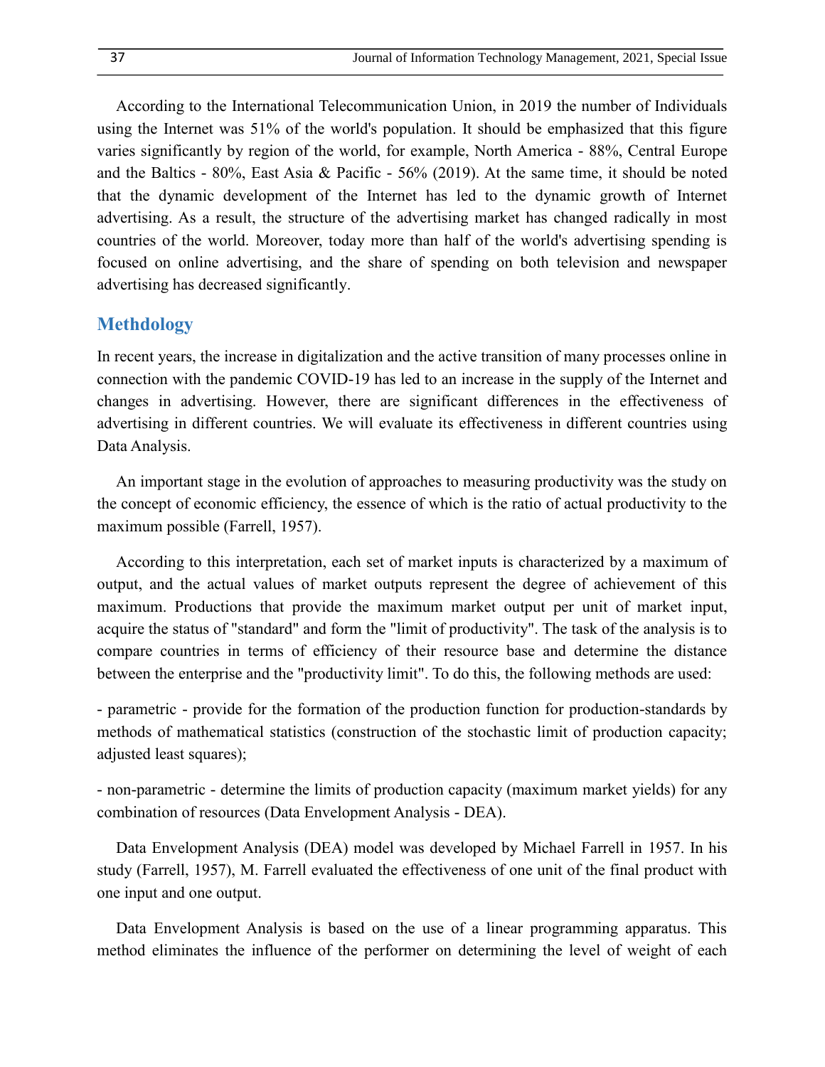According to the International Telecommunication Union, in 2019 the number of Individuals using the Internet was 51% of the world's population. It should be emphasized that this figure varies significantly by region of the world, for example, North America - 88%, Central Europe and the Baltics - 80%, East Asia & Pacific - 56% (2019). At the same time, it should be noted that the dynamic development of the Internet has led to the dynamic growth of Internet advertising. As a result, the structure of the advertising market has changed radically in most countries of the world. Moreover, today more than half of the world's advertising spending is focused on online advertising, and the share of spending on both television and newspaper advertising has decreased significantly.

## Methdology

In recent years, the increase in digitalization and the active transition of many processes online in connection with the pandemic COVID-19 has led to an increase in the supply of the Internet and changes in advertising. However, there are significant differences in the effectiveness of advertising in different countries. We will evaluate its effectiveness in different countries using Data Analysis.

An important stage in the evolution of approaches to measuring productivity was the study on the concept of economic efficiency, the essence of which is the ratio of actual productivity to the maximum possible (Farrell, 1957).

According to this interpretation, each set of market inputs is characterized by a maximum of output, and the actual values of market outputs represent the degree of achievement of this maximum. Productions that provide the maximum market output per unit of market input, acquire the status of "standard" and form the "limit of productivity". The task of the analysis is to compare countries in terms of efficiency of their resource base and determine the distance between the enterprise and the "productivity limit". To do this, the following methods are used:

- parametric - provide for the formation of the production function for production-standards by methods of mathematical statistics (construction of the stochastic limit of production capacity; adjusted least squares);

- non-parametric - determine the limits of production capacity (maximum market yields) for any combination of resources (Data Envelopment Analysis - DEA).

Data Envelopment Analysis (DEA) model was developed by Michael Farrell in 1957. In his study (Farrell, 1957), M. Farrell evaluated the effectiveness of one unit of the final product with one input and one output.

Data Envelopment Analysis is based on the use of a linear programming apparatus. This method eliminates the influence of the performer on determining the level of weight of each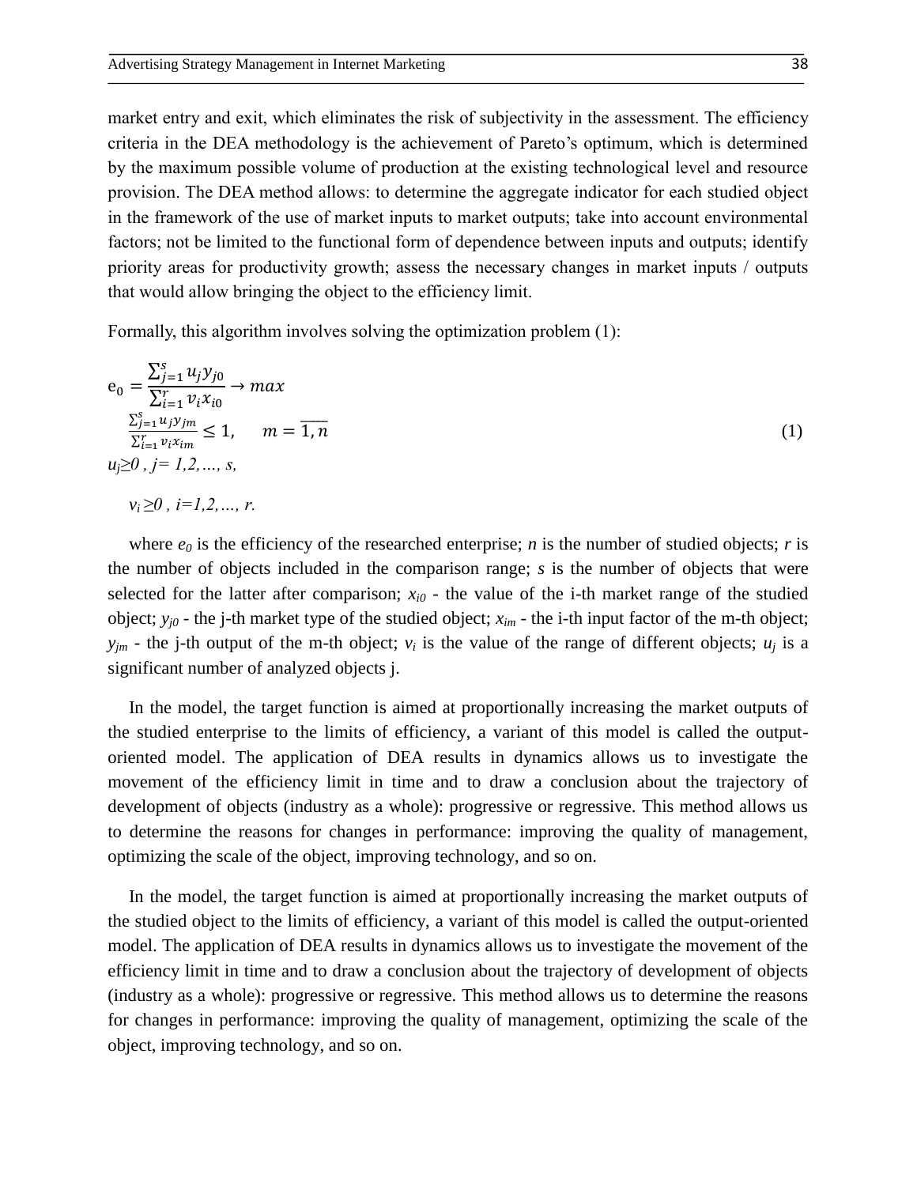market entry and exit, which eliminates the risk of subjectivity in the assessment. The efficiency criteria in the DEA methodology is the achievement of Pareto's optimum, which is determined by the maximum possible volume of production at the existing technological level and resource provision. The DEA method allows: to determine the aggregate indicator for each studied object in the framework of the use of market inputs to market outputs; take into account environmental factors; not be limited to the functional form of dependence between inputs and outputs; identify priority areas for productivity growth; assess the necessary changes in market inputs / outputs that would allow bringing the object to the efficiency limit.

Formally, this algorithm involves solving the optimization problem (1):

$$
\begin{aligned}
& e_0 = \frac{\sum_{j=1}^{s} u_j y_{j0}}{\sum_{i=1}^{r} v_i x_{i0}} \rightarrow max \\
& \frac{\sum_{j=1}^{s} u_j y_{jm}}{\sum_{i=1}^{r} v_i x_{im}} \leq 1, \quad m = \overline{1,n} \\
& u_j \geq 0, \ j = 1,2,\ldots,s, \\
& v_i \geq 0, \ i = 1,2,\ldots,r.
\end{aligned}
\tag{1}
$$

where $e_0$ is the efficiency of the researched enterprise; $n$ is the number of studied objects; $r$ is the number of objects included in the comparison range; $s$ is the number of objects that were selected for the latter after comparison; $x_{i0}$ - the value of the i-th market range of the studied object; $y_{j0}$ - the j-th market type of the studied object; $x_{im}$ - the i-th input factor of the m-th object; $y_{jm}$ - the j-th output of the m-th object; $v_i$ is the value of the range of different objects; $u_j$ is a significant number of analyzed objects j.

In the model, the target function is aimed at proportionally increasing the market outputs of the studied enterprise to the limits of efficiency, a variant of this model is called the output-oriented model. The application of DEA results in dynamics allows us to investigate the movement of the efficiency limit in time and to draw a conclusion about the trajectory of development of objects (industry as a whole): progressive or regressive. This method allows us to determine the reasons for changes in performance: improving the quality of management, optimizing the scale of the object, improving technology, and so on.

In the model, the target function is aimed at proportionally increasing the market outputs of the studied object to the limits of efficiency, a variant of this model is called the output-oriented model. The application of DEA results in dynamics allows us to investigate the movement of the efficiency limit in time and to draw a conclusion about the trajectory of development of objects (industry as a whole): progressive or regressive. This method allows us to determine the reasons for changes in performance: improving the quality of management, optimizing the scale of the object, improving technology, and so on.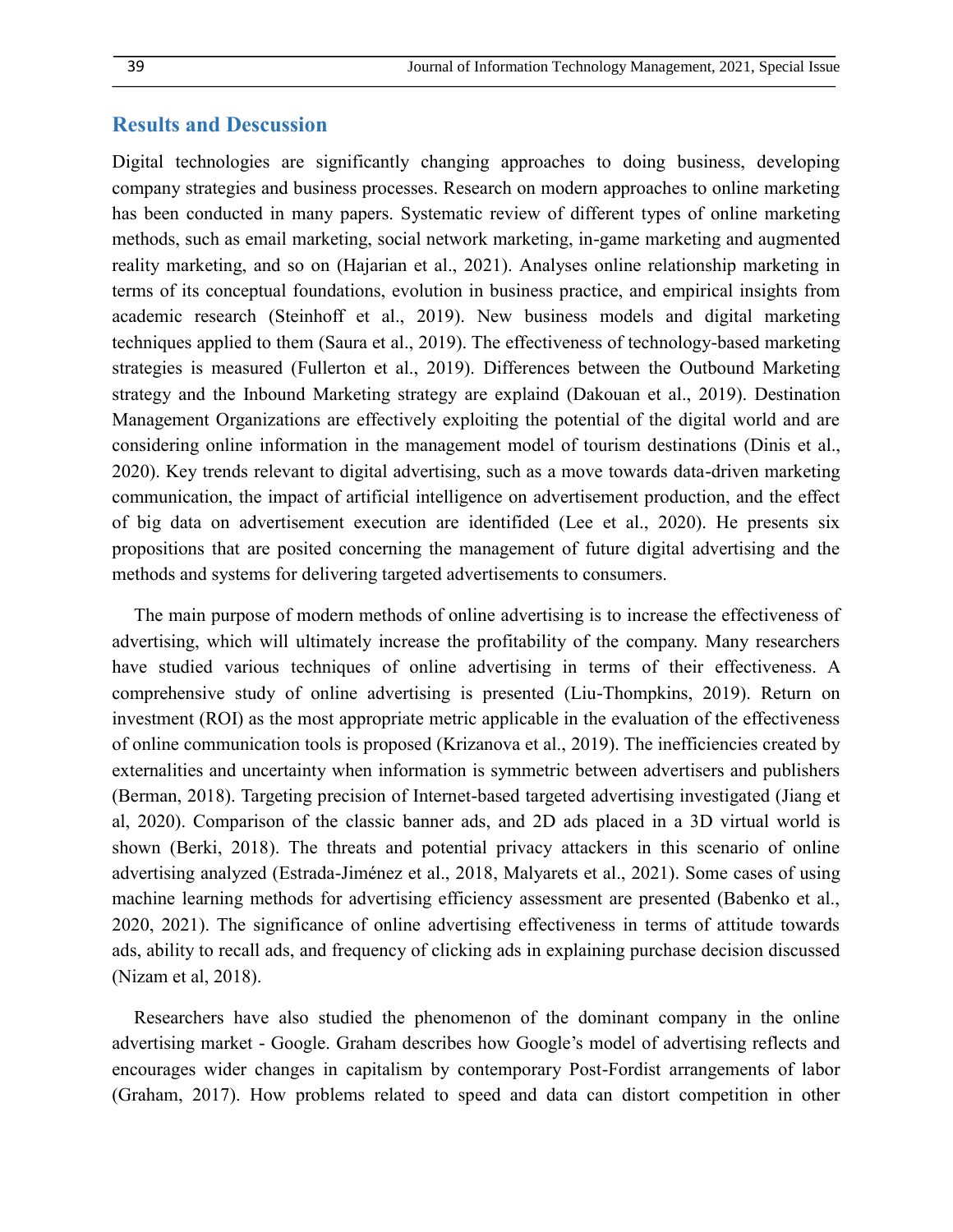## Results and Descussion

Digital technologies are significantly changing approaches to doing business, developing company strategies and business processes. Research on modern approaches to online marketing has been conducted in many papers. Systematic review of different types of online marketing methods, such as email marketing, social network marketing, in-game marketing and augmented reality marketing, and so on (Hajarian et al., 2021). Analyses online relationship marketing in terms of its conceptual foundations, evolution in business practice, and empirical insights from academic research (Steinhoff et al., 2019). New business models and digital marketing techniques applied to them (Saura et al., 2019). The effectiveness of technology-based marketing strategies is measured (Fullerton et al., 2019). Differences between the Outbound Marketing strategy and the Inbound Marketing strategy are explaind (Dakouan et al., 2019). Destination Management Organizations are effectively exploiting the potential of the digital world and are considering online information in the management model of tourism destinations (Dinis et al., 2020). Key trends relevant to digital advertising, such as a move towards data-driven marketing communication, the impact of artificial intelligence on advertisement production, and the effect of big data on advertisement execution are identified (Lee et al., 2020). He presents six propositions that are posited concerning the management of future digital advertising and the methods and systems for delivering targeted advertisements to consumers.

The main purpose of modern methods of online advertising is to increase the effectiveness of advertising, which will ultimately increase the profitability of the company. Many researchers have studied various techniques of online advertising in terms of their effectiveness. A comprehensive study of online advertising is presented (Liu-Thompkins, 2019). Return on investment (ROI) as the most appropriate metric applicable in the evaluation of the effectiveness of online communication tools is proposed (Krizanova et al., 2019). The inefficiencies created by externalities and uncertainty when information is symmetric between advertisers and publishers (Berman, 2018). Targeting precision of Internet-based targeted advertising investigated (Jiang et al, 2020). Comparison of the classic banner ads, and 2D ads placed in a 3D virtual world is shown (Berki, 2018). The threats and potential privacy attackers in this scenario of online advertising analyzed (Estrada-Jiménez et al., 2018, Malyarets et al., 2021). Some cases of using machine learning methods for advertising efficiency assessment are presented (Babenko et al., 2020, 2021). The significance of online advertising effectiveness in terms of attitude towards ads, ability to recall ads, and frequency of clicking ads in explaining purchase decision discussed (Nizam et al, 2018).

Researchers have also studied the phenomenon of the dominant company in the online advertising market - Google. Graham describes how Google's model of advertising reflects and encourages wider changes in capitalism by contemporary Post-Fordist arrangements of labor (Graham, 2017). How problems related to speed and data can distort competition in other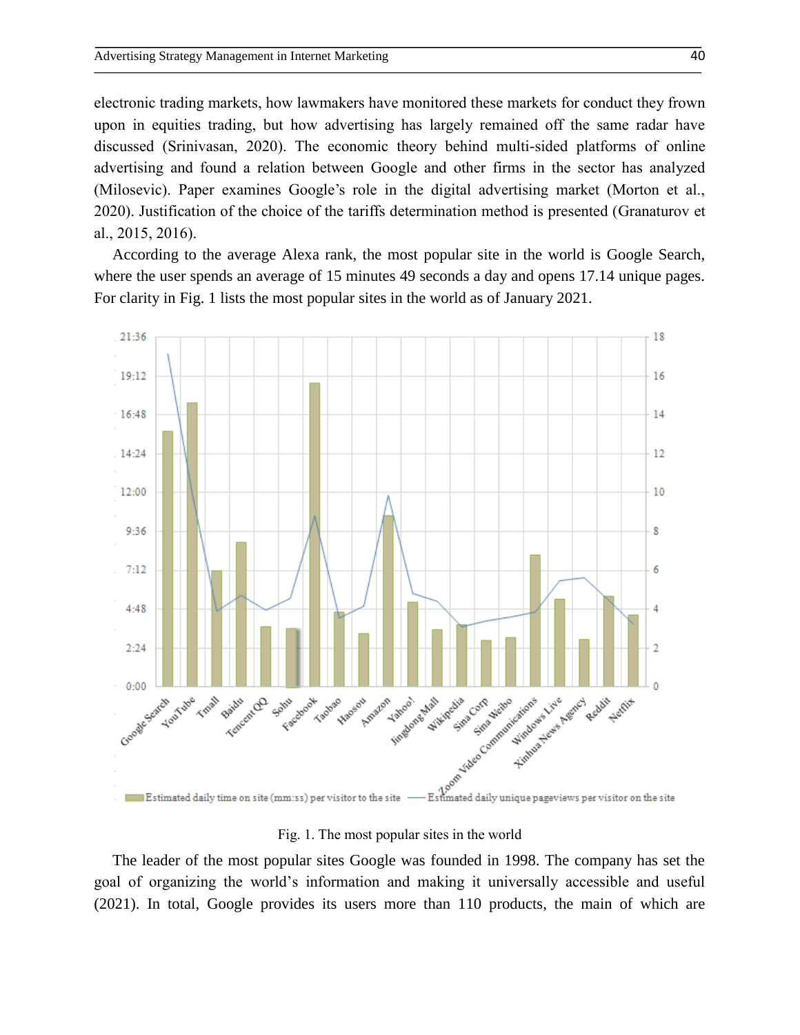electronic trading markets, how lawmakers have monitored these markets for conduct they frown upon in equities trading, but how advertising has largely remained off the same radar have discussed (Srinivasan, 2020). The economic theory behind multi-sided platforms of online advertising and found a relation between Google and other firms in the sector has analyzed (Milosevic). Paper examines Google's role in the digital advertising market (Morton et al., 2020). Justification of the choice of the tariffs determination method is presented (Granaturov et al., 2015, 2016).

According to the average Alexa rank, the most popular site in the world is Google Search, where the user spends an average of 15 minutes 49 seconds a day and opens 17.14 unique pages. For clarity in Fig. 1 lists the most popular sites in the world as of January 2021.

Fig. 1. The most popular sites in the world

The leader of the most popular sites Google was founded in 1998. The company has set the goal of organizing the world's information and making it universally accessible and useful (2021). In total, Google provides its users more than 110 products, the main of which are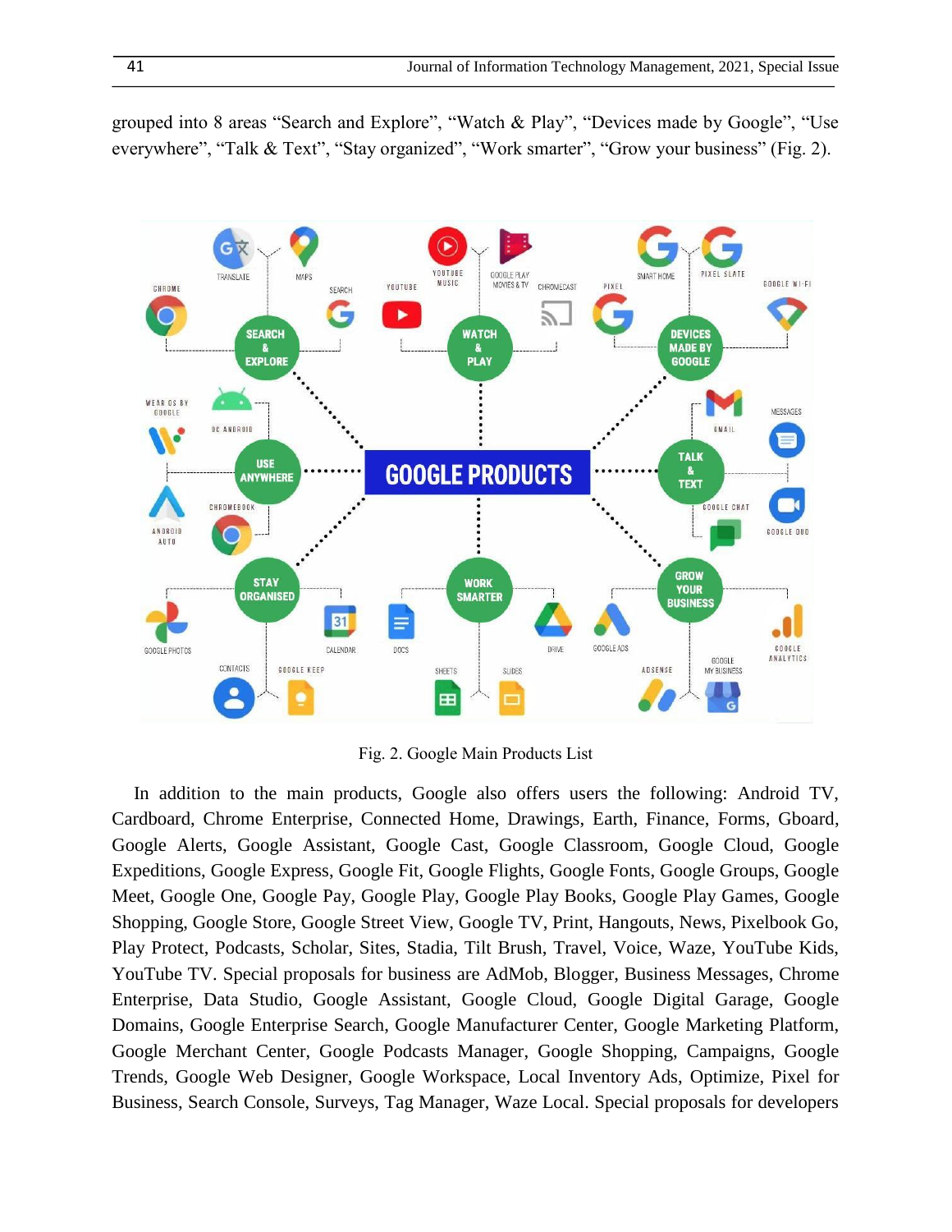grouped into 8 areas "Search and Explore", "Watch & Play", "Devices made by Google", "Use everywhere", "Talk & Text", "Stay organized", "Work smarter", "Grow your business" (Fig. 2).

Fig. 2. Google Main Products List

In addition to the main products, Google also offers users the following: Android TV, Cardboard, Chrome Enterprise, Connected Home, Drawings, Earth, Finance, Forms, Gboard, Google Alerts, Google Assistant, Google Cast, Google Classroom, Google Cloud, Google Expeditions, Google Express, Google Fit, Google Flights, Google Fonts, Google Groups, Google Meet, Google One, Google Pay, Google Play, Google Play Books, Google Play Games, Google Shopping, Google Store, Google Street View, Google TV, Print, Hangouts, News, Pixelbook Go, Play Protect, Podcasts, Scholar, Sites, Stadia, Tilt Brush, Travel, Voice, Waze, YouTube Kids, YouTube TV. Special proposals for business are AdMob, Blogger, Business Messages, Chrome Enterprise, Data Studio, Google Assistant, Google Cloud, Google Digital Garage, Google Domains, Google Enterprise Search, Google Manufacturer Center, Google Marketing Platform, Google Merchant Center, Google Podcasts Manager, Google Shopping, Campaigns, Google Trends, Google Web Designer, Google Workspace, Local Inventory Ads, Optimize, Pixel for Business, Search Console, Surveys, Tag Manager, Waze Local. Special proposals for developers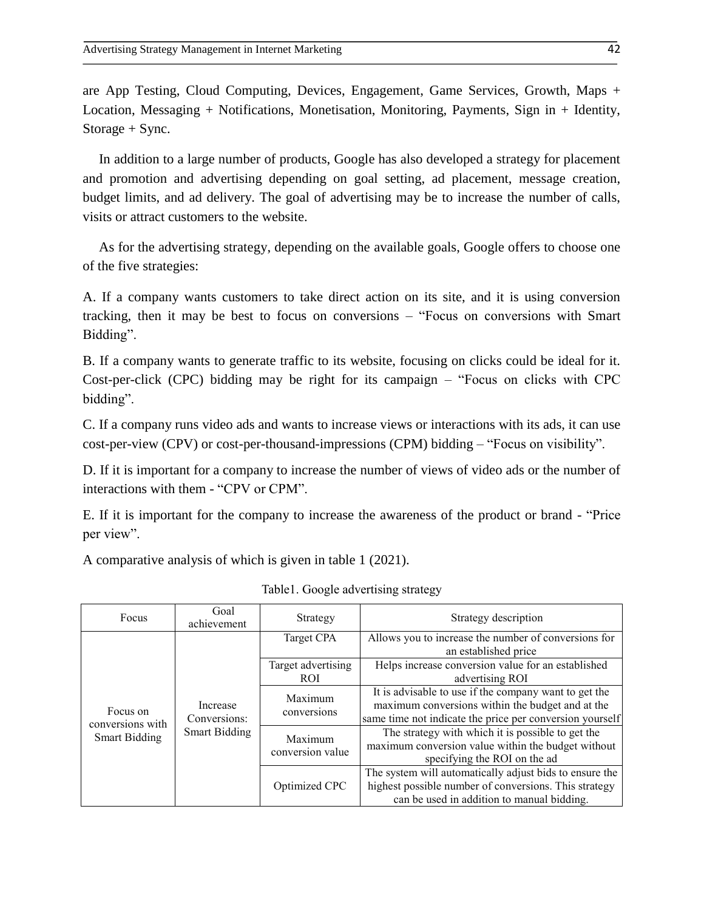are App Testing, Cloud Computing, Devices, Engagement, Game Services, Growth, Maps + Location, Messaging + Notifications, Monetisation, Monitoring, Payments, Sign in + Identity, Storage + Sync.

In addition to a large number of products, Google has also developed a strategy for placement and promotion and advertising depending on goal setting, ad placement, message creation, budget limits, and ad delivery. The goal of advertising may be to increase the number of calls, visits or attract customers to the website.

As for the advertising strategy, depending on the available goals, Google offers to choose one of the five strategies:

A. If a company wants customers to take direct action on its site, and it is using conversion tracking, then it may be best to focus on conversions – "Focus on conversions with Smart Bidding".

B. If a company wants to generate traffic to its website, focusing on clicks could be ideal for it. Cost-per-click (CPC) bidding may be right for its campaign – "Focus on clicks with CPC bidding".

C. If a company runs video ads and wants to increase views or interactions with its ads, it can use cost-per-view (CPV) or cost-per-thousand-impressions (CPM) bidding – "Focus on visibility".

D. If it is important for a company to increase the number of views of video ads or the number of interactions with them - "CPV or CPM".

E. If it is important for the company to increase the awareness of the product or brand - "Price per view".

A comparative analysis of which is given in table 1 (2021).

Table1. Google advertising strategy

| Focus | Goal achievement | Strategy | Strategy description |
|---|---|---|---|
| Focus on conversions with Smart Bidding | Increase Conversions: Smart Bidding | Target CPA | Allows you to increase the number of conversions for an established price |
| | | Target advertising ROI | Helps increase conversion value for an established advertising ROI |
| | | Maximum conversions | It is advisable to use if the company want to get the maximum conversions within the budget and at the same time not indicate the price per conversion yourself |
| | | Maximum conversion value | The strategy with which it is possible to get the maximum conversion value within the budget without specifying the ROI on the ad |
| | | Optimized CPC | The system will automatically adjust bids to ensure the highest possible number of conversions. This strategy can be used in addition to manual bidding. |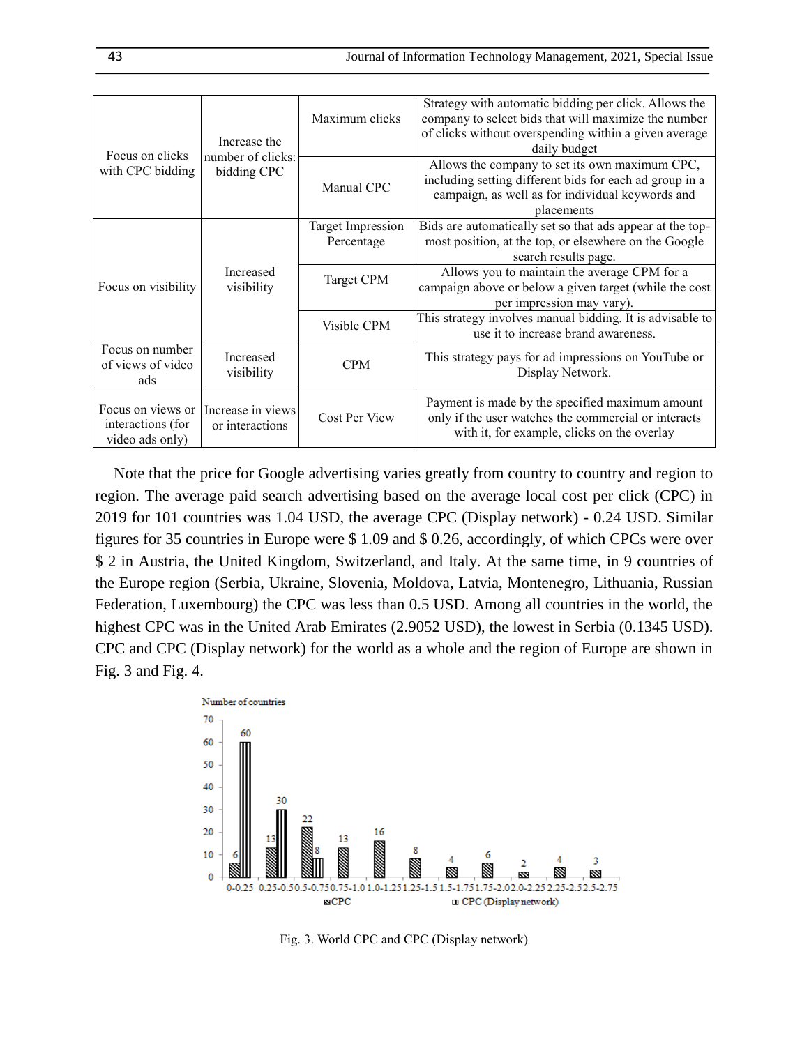| | | | |
|---|---|---|---|
| Focus on clicks with CPC bidding | Increase the number of clicks: bidding CPC | Maximum clicks | Strategy with automatic bidding per click. Allows the company to select bids that will maximize the number of clicks without overspending within a given average daily budget |
| | | Manual CPC | Allows the company to set its own maximum CPC, including setting different bids for each ad group in a campaign, as well as for individual keywords and placements |
| Focus on visibility | Increased visibility | Target Impression Percentage | Bids are automatically set so that ads appear at the top-most position, at the top, or elsewhere on the Google search results page. |
| | | Target CPM | Allows you to maintain the average CPM for a campaign above or below a given target (while the cost per impression may vary). |
| | | Visible CPM | This strategy involves manual bidding. It is advisable to use it to increase brand awareness. |
| Focus on number of views of video ads | Increased visibility | CPM | This strategy pays for ad impressions on YouTube or Display Network. |
| Focus on views or interactions (for video ads only) | Increase in views or interactions | Cost Per View | Payment is made by the specified maximum amount only if the user watches the commercial or interacts with it, for example, clicks on the overlay |

Note that the price for Google advertising varies greatly from country to country and region to region. The average paid search advertising based on the average local cost per click (CPC) in 2019 for 101 countries was 1.04 USD, the average CPC (Display network) - 0.24 USD. Similar figures for 35 countries in Europe were $ 1.09 and $ 0.26, accordingly, of which CPCs were over $ 2 in Austria, the United Kingdom, Switzerland, and Italy. At the same time, in 9 countries of the Europe region (Serbia, Ukraine, Slovenia, Moldova, Latvia, Montenegro, Lithuania, Russian Federation, Luxembourg) the CPC was less than 0.5 USD. Among all countries in the world, the highest CPC was in the United Arab Emirates (2.9052 USD), the lowest in Serbia (0.1345 USD). CPC and CPC (Display network) for the world as a whole and the region of Europe are shown in Fig. 3 and Fig. 4.

Fig. 3. World CPC and CPC (Display network)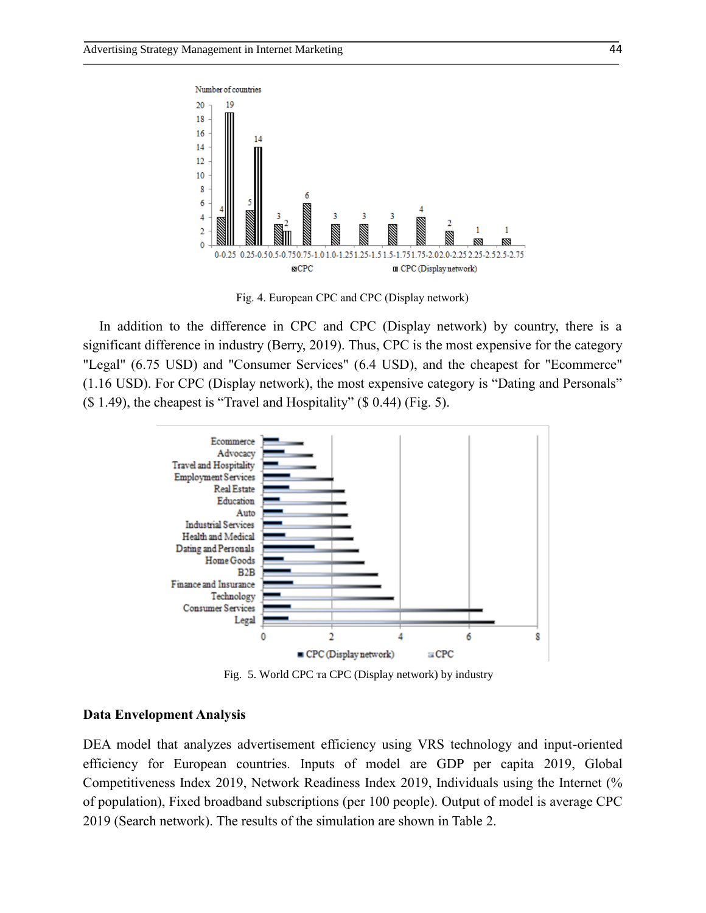Fig. 4. European CPC and CPC (Display network)

In addition to the difference in CPC and CPC (Display network) by country, there is a significant difference in industry (Berry, 2019). Thus, CPC is the most expensive for the category "Legal" (6.75 USD) and "Consumer Services" (6.4 USD), and the cheapest for "Ecommerce" (1.16 USD). For CPC (Display network), the most expensive category is “Dating and Personals” ($ 1.49), the cheapest is “Travel and Hospitality” ($ 0.44) (Fig. 5).

Fig. 5. World CPC та CPC (Display network) by industry

### Data Envelopment Analysis

DEA model that analyzes advertisement efficiency using VRS technology and input-oriented efficiency for European countries. Inputs of model are GDP per capita 2019, Global Competitiveness Index 2019, Network Readiness Index 2019, Individuals using the Internet (% of population), Fixed broadband subscriptions (per 100 people). Output of model is average CPC 2019 (Search network). The results of the simulation are shown in Table 2.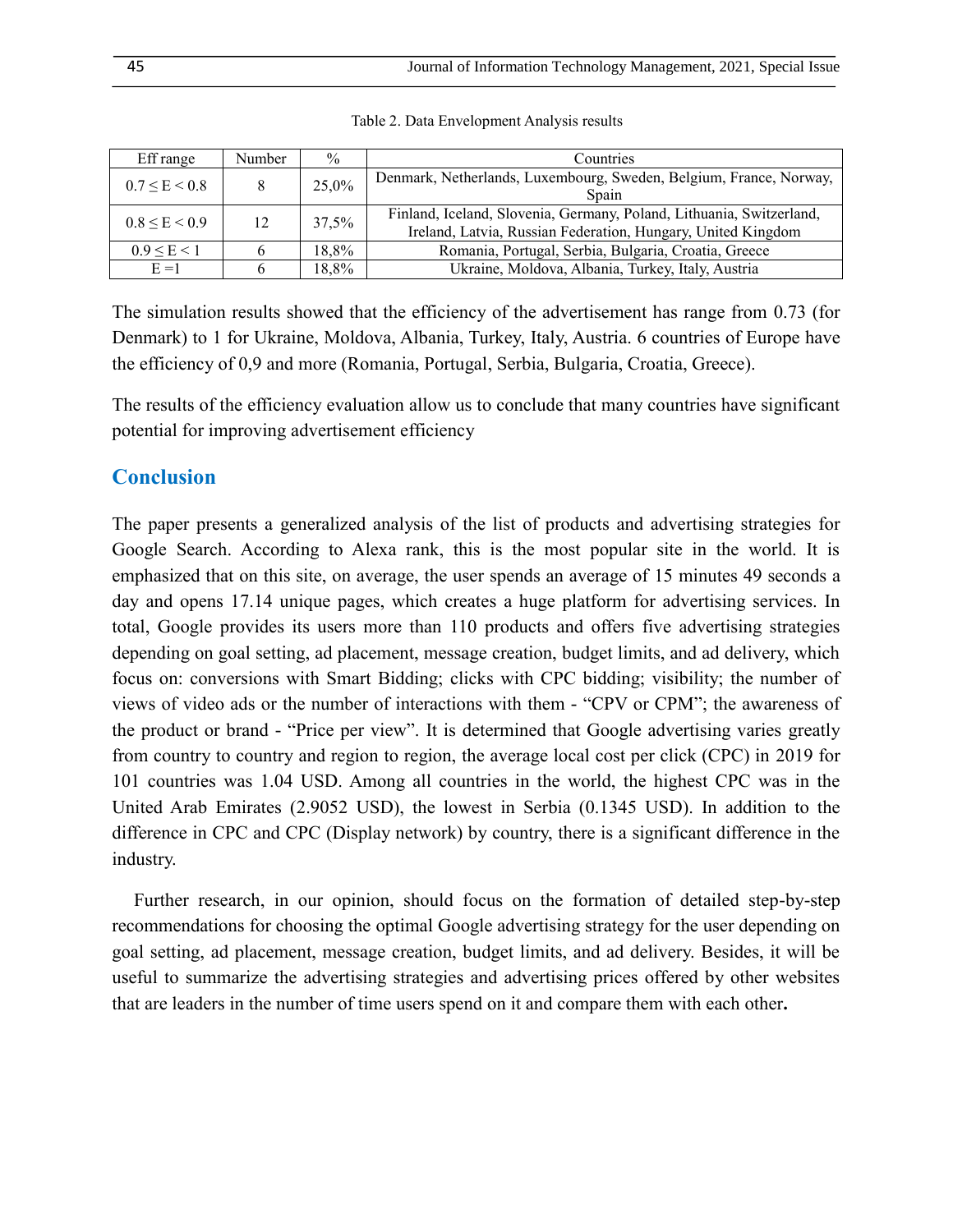Table 2. Data Envelopment Analysis results

| Eff range | Number | % | Countries |
|---|---|---|---|
| $0.7 \leq E < 0.8$ | 8 | 25,0% | Denmark, Netherlands, Luxembourg, Sweden, Belgium, France, Norway, Spain |
| $0.8 \leq E < 0.9$ | 12 | 37,5% | Finland, Iceland, Slovenia, Germany, Poland, Lithuania, Switzerland, Ireland, Latvia, Russian Federation, Hungary, United Kingdom |
| $0.9 \leq E < 1$ | 6 | 18,8% | Romania, Portugal, Serbia, Bulgaria, Croatia, Greece |
| $E = 1$ | 6 | 18,8% | Ukraine, Moldova, Albania, Turkey, Italy, Austria |

The simulation results showed that the efficiency of the advertisement has range from 0.73 (for Denmark) to 1 for Ukraine, Moldova, Albania, Turkey, Italy, Austria. 6 countries of Europe have the efficiency of 0,9 and more (Romania, Portugal, Serbia, Bulgaria, Croatia, Greece).

The results of the efficiency evaluation allow us to conclude that many countries have significant potential for improving advertisement efficiency

## Conclusion

The paper presents a generalized analysis of the list of products and advertising strategies for Google Search. According to Alexa rank, this is the most popular site in the world. It is emphasized that on this site, on average, the user spends an average of 15 minutes 49 seconds a day and opens 17.14 unique pages, which creates a huge platform for advertising services. In total, Google provides its users more than 110 products and offers five advertising strategies depending on goal setting, ad placement, message creation, budget limits, and ad delivery, which focus on: conversions with Smart Bidding; clicks with CPC bidding; visibility; the number of views of video ads or the number of interactions with them - "CPV or CPM"; the awareness of the product or brand - "Price per view". It is determined that Google advertising varies greatly from country to country and region to region, the average local cost per click (CPC) in 2019 for 101 countries was 1.04 USD. Among all countries in the world, the highest CPC was in the United Arab Emirates (2.9052 USD), the lowest in Serbia (0.1345 USD). In addition to the difference in CPC and CPC (Display network) by country, there is a significant difference in the industry.

Further research, in our opinion, should focus on the formation of detailed step-by-step recommendations for choosing the optimal Google advertising strategy for the user depending on goal setting, ad placement, message creation, budget limits, and ad delivery. Besides, it will be useful to summarize the advertising strategies and advertising prices offered by other websites that are leaders in the number of time users spend on it and compare them with each other**.**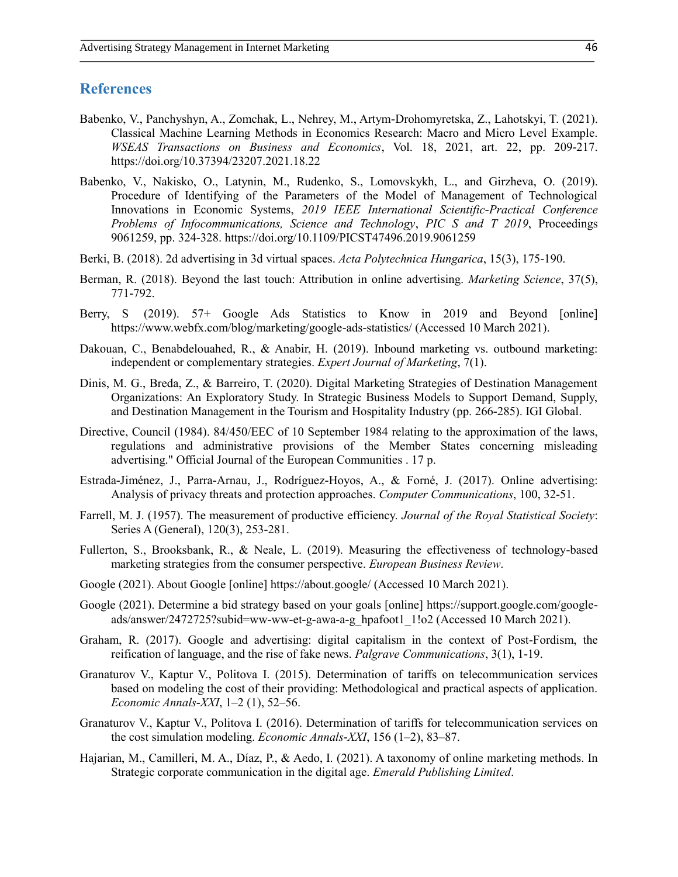## References

Babenko, V., Panchyshyn, A., Zomchak, L., Nehrey, M., Artym-Drohomyretska, Z., Lahotskyi, T. (2021). Classical Machine Learning Methods in Economics Research: Macro and Micro Level Example. *WSEAS Transactions on Business and Economics*, Vol. 18, 2021, art. 22, pp. 209-217. https://doi.org/10.37394/23207.2021.18.22

Babenko, V., Nakisko, O., Latynin, M., Rudenko, S., Lomovskykh, L., and Girzheva, O. (2019). Procedure of Identifying of the Parameters of the Model of Management of Technological Innovations in Economic Systems, *2019 IEEE International Scientific-Practical Conference Problems of Infocommunications, Science and Technology*, *PIC S and T 2019*, Proceedings 9061259, pp. 324-328. https://doi.org/10.1109/PICST47496.2019.9061259

Berki, B. (2018). 2d advertising in 3d virtual spaces. *Acta Polytechnica Hungarica*, 15(3), 175-190.

Berman, R. (2018). Beyond the last touch: Attribution in online advertising. *Marketing Science*, 37(5), 771-792.

Berry, S (2019). 57+ Google Ads Statistics to Know in 2019 and Beyond [online] https://www.webfx.com/blog/marketing/google-ads-statistics/ (Accessed 10 March 2021).

Dakouan, C., Benabdelouahed, R., & Anabir, H. (2019). Inbound marketing vs. outbound marketing: independent or complementary strategies. *Expert Journal of Marketing*, 7(1).

Dinis, M. G., Breda, Z., & Barreiro, T. (2020). Digital Marketing Strategies of Destination Management Organizations: An Exploratory Study. In Strategic Business Models to Support Demand, Supply, and Destination Management in the Tourism and Hospitality Industry (pp. 266-285). IGI Global.

Directive, Council (1984). 84/450/EEC of 10 September 1984 relating to the approximation of the laws, regulations and administrative provisions of the Member States concerning misleading advertising." Official Journal of the European Communities . 17 p.

Estrada-Jiménez, J., Parra-Arnau, J., Rodríguez-Hoyos, A., & Forné, J. (2017). Online advertising: Analysis of privacy threats and protection approaches. *Computer Communications*, 100, 32-51.

Farrell, M. J. (1957). The measurement of productive efficiency. *Journal of the Royal Statistical Society*: Series A (General), 120(3), 253-281.

Fullerton, S., Brooksbank, R., & Neale, L. (2019). Measuring the effectiveness of technology-based marketing strategies from the consumer perspective. *European Business Review*.

Google (2021). About Google [online] https://about.google/ (Accessed 10 March 2021).

Google (2021). Determine a bid strategy based on your goals [online] https://support.google.com/google-ads/answer/2472725?subid=ww-ww-et-g-awa-a-g_hpafoot1_1!o2 (Accessed 10 March 2021).

Graham, R. (2017). Google and advertising: digital capitalism in the context of Post-Fordism, the reification of language, and the rise of fake news. *Palgrave Communications*, 3(1), 1-19.

Granaturov V., Kaptur V., Politova I. (2015). Determination of tariffs on telecommunication services based on modeling the cost of their providing: Methodological and practical aspects of application. *Economic Annals-XXI*, 1–2 (1), 52–56.

Granaturov V., Kaptur V., Politova I. (2016). Determination of tariffs for telecommunication services on the cost simulation modeling. *Economic Annals-XXI*, 156 (1–2), 83–87.

Hajarian, M., Camilleri, M. A., Díaz, P., & Aedo, I. (2021). A taxonomy of online marketing methods. In Strategic corporate communication in the digital age. *Emerald Publishing Limited*.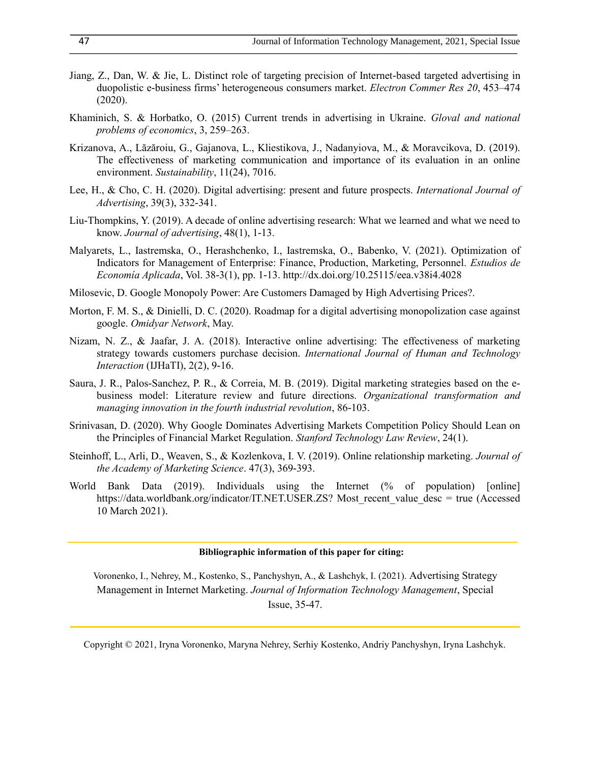Jiang, Z., Dan, W. & Jie, L. Distinct role of targeting precision of Internet-based targeted advertising in duopolistic e-business firms' heterogeneous consumers market. *Electron Commer Res 20*, 453–474 (2020).

Khaminich, S. & Horbatko, O. (2015) Current trends in advertising in Ukraine. *Gloval and national problems of economics*, 3, 259–263.

Krizanova, A., Lăzăroiu, G., Gajanova, L., Kliestikova, J., Nadanyiova, M., & Moravcikova, D. (2019). The effectiveness of marketing communication and importance of its evaluation in an online environment. *Sustainability*, 11(24), 7016.

Lee, H., & Cho, C. H. (2020). Digital advertising: present and future prospects. *International Journal of Advertising*, 39(3), 332-341.

Liu-Thompkins, Y. (2019). A decade of online advertising research: What we learned and what we need to know. *Journal of advertising*, 48(1), 1-13.

Malyarets, L., Iastremska, O., Herashchenko, I., Iastremska, O., Babenko, V. (2021). Optimization of Indicators for Management of Enterprise: Finance, Production, Marketing, Personnel. *Estudios de Economía Aplicada*, Vol. 38-3(1), pp. 1-13. http://dx.doi.org/10.25115/eea.v38i4.4028

Milosevic, D. Google Monopoly Power: Are Customers Damaged by High Advertising Prices?.

Morton, F. M. S., & Dinielli, D. C. (2020). Roadmap for a digital advertising monopolization case against google. *Omidyar Network*, May.

Nizam, N. Z., & Jaafar, J. A. (2018). Interactive online advertising: The effectiveness of marketing strategy towards customers purchase decision. *International Journal of Human and Technology Interaction* (IJHaTI), 2(2), 9-16.

Saura, J. R., Palos-Sanchez, P. R., & Correia, M. B. (2019). Digital marketing strategies based on the e-business model: Literature review and future directions. *Organizational transformation and managing innovation in the fourth industrial revolution*, 86-103.

Srinivasan, D. (2020). Why Google Dominates Advertising Markets Competition Policy Should Lean on the Principles of Financial Market Regulation. *Stanford Technology Law Review*, 24(1).

Steinhoff, L., Arli, D., Weaven, S., & Kozlenkova, I. V. (2019). Online relationship marketing. *Journal of the Academy of Marketing Science*. 47(3), 369-393.

World Bank Data (2019). Individuals using the Internet (% of population) [online] https://data.worldbank.org/indicator/IT.NET.USER.ZS? Most_recent_value_desc = true (Accessed 10 March 2021).

---

**Bibliographic information of this paper for citing:**

Voronenko, I., Nehrey, M., Kostenko, S., Panchyshyn, A., & Lashchyk, I. (2021). Advertising Strategy Management in Internet Marketing. *Journal of Information Technology Management*, Special Issue, 35-47.

---

Copyright © 2021, Iryna Voronenko, Maryna Nehrey, Serhiy Kostenko, Andriy Panchyshyn, Iryna Lashchyk.